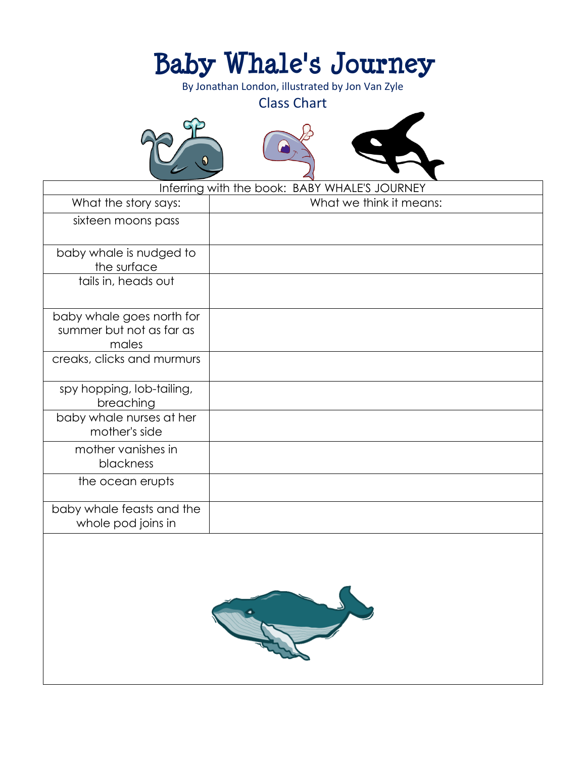# Baby Whale's Journey

By Jonathan London, illustrated by Jon Van Zyle

Class Chart

| Inferring with the book: BABY WHALE'S JOURNEY | |
|---|---|
| What the story says: | What we think it means: |
| sixteen moons pass | |
| baby whale is nudged to the surface | |
| tails in, heads out | |
| baby whale goes north for summer but not as far as males | |
| creaks, clicks and murmurs | |
| spy hopping, lob-tailing, breaching | |
| baby whale nurses at her mother's side | |
| mother vanishes in blackness | |
| the ocean erupts | |
| baby whale feasts and the whole pod joins in | |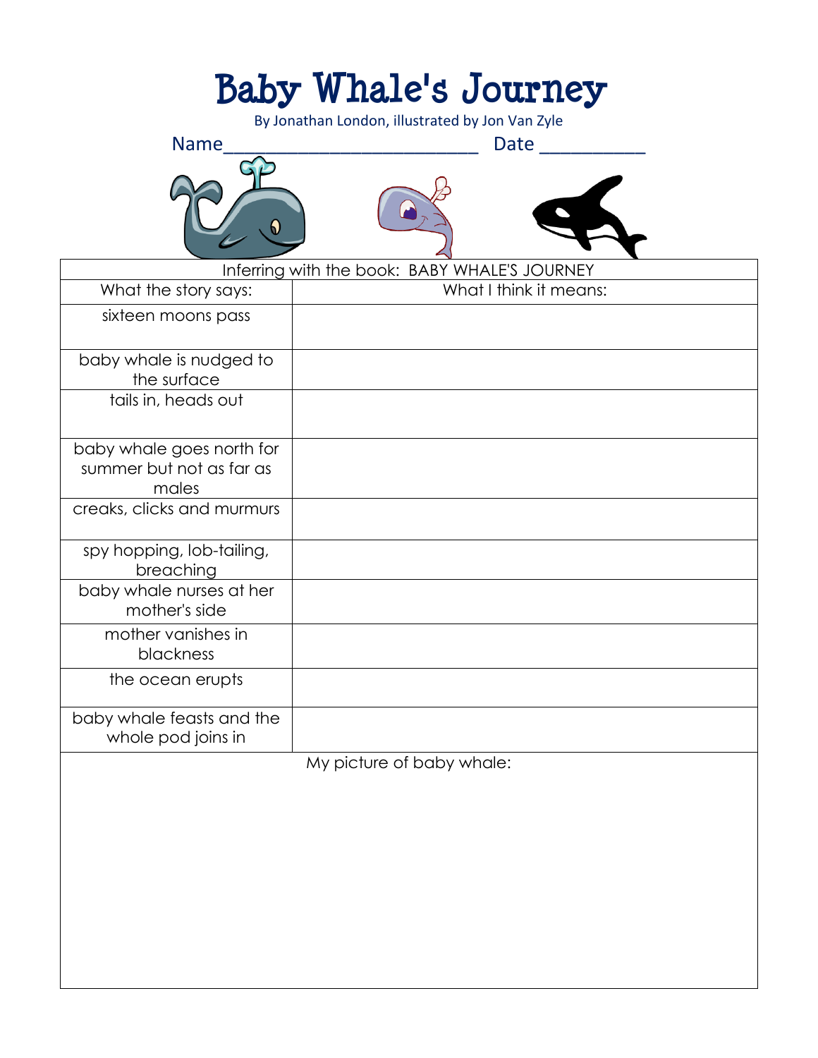# Baby Whale's Journey

By Jonathan London, illustrated by Jon Van Zyle

Name__________________________ Date __________

| Inferring with the book: BABY WHALE'S JOURNEY | |
|---|---|
| What the story says: | What I think it means: |
| sixteen moons pass | |
| baby whale is nudged to the surface | |
| tails in, heads out | |
| baby whale goes north for summer but not as far as males | |
| creaks, clicks and murmurs | |
| spy hopping, lob-tailing, breaching | |
| baby whale nurses at her mother's side | |
| mother vanishes in blackness | |
| the ocean erupts | |
| baby whale feasts and the whole pod joins in | |

My picture of baby whale: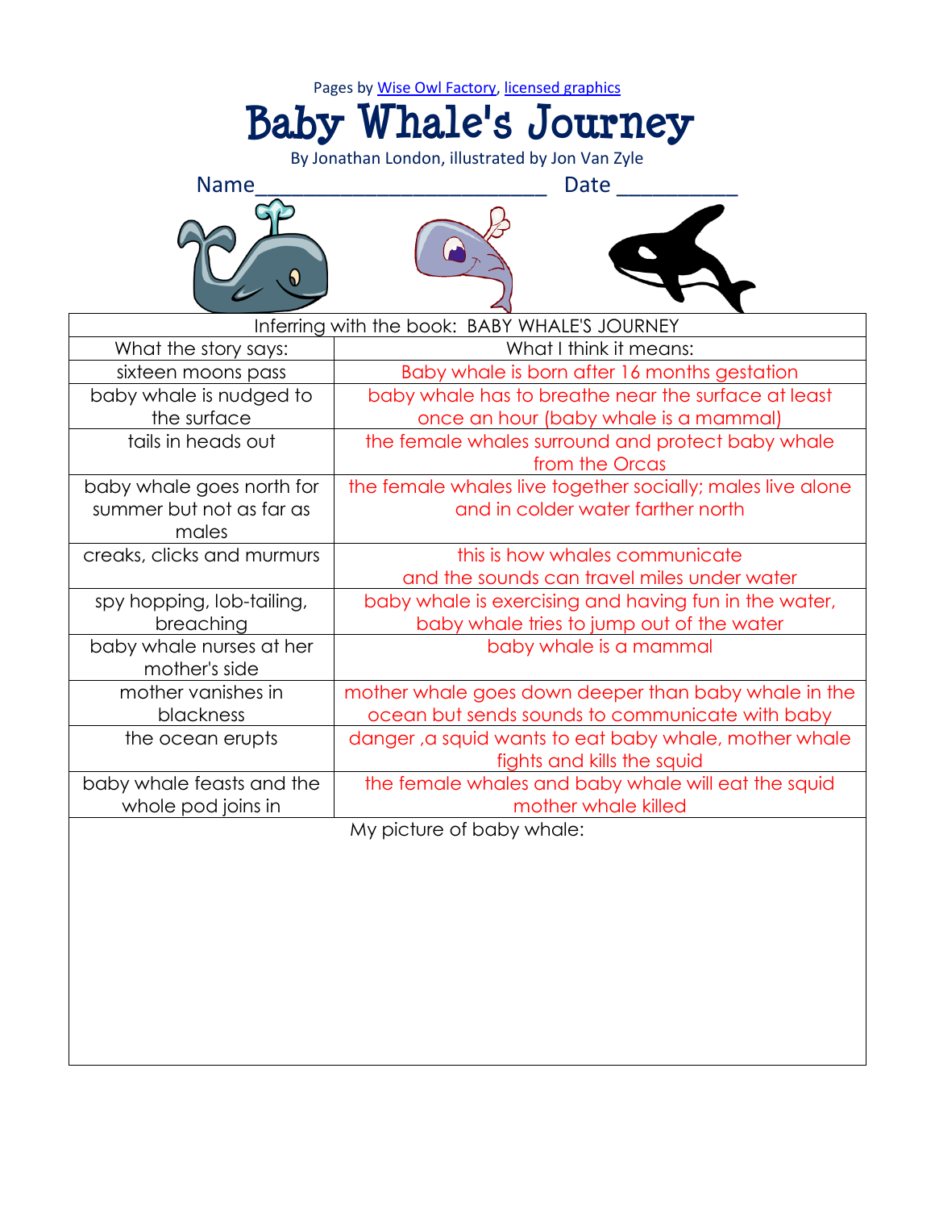Pages by Wise Owl Factory, licensed graphics

# Baby Whale's Journey

By Jonathan London, illustrated by Jon Van Zyle

Name_________________________ Date __________

| Inferring with the book: BABY WHALE'S JOURNEY | |
|---|---|
| What the story says: | What I think it means: |
| sixteen moons pass | Baby whale is born after 16 months gestation |
| baby whale is nudged to the surface | baby whale has to breathe near the surface at least once an hour (baby whale is a mammal) |
| tails in heads out | the female whales surround and protect baby whale from the Orcas |
| baby whale goes north for summer but not as far as males | the female whales live together socially; males live alone and in colder water farther north |
| creaks, clicks and murmurs | this is how whales communicate and the sounds can travel miles under water |
| spy hopping, lob-tailing, breaching | baby whale is exercising and having fun in the water, baby whale tries to jump out of the water |
| baby whale nurses at her mother's side | baby whale is a mammal |
| mother vanishes in blackness | mother whale goes down deeper than baby whale in the ocean but sends sounds to communicate with baby |
| the ocean erupts | danger ,a squid wants to eat baby whale, mother whale fights and kills the squid |
| baby whale feasts and the whole pod joins in | the female whales and baby whale will eat the squid mother whale killed |

My picture of baby whale: